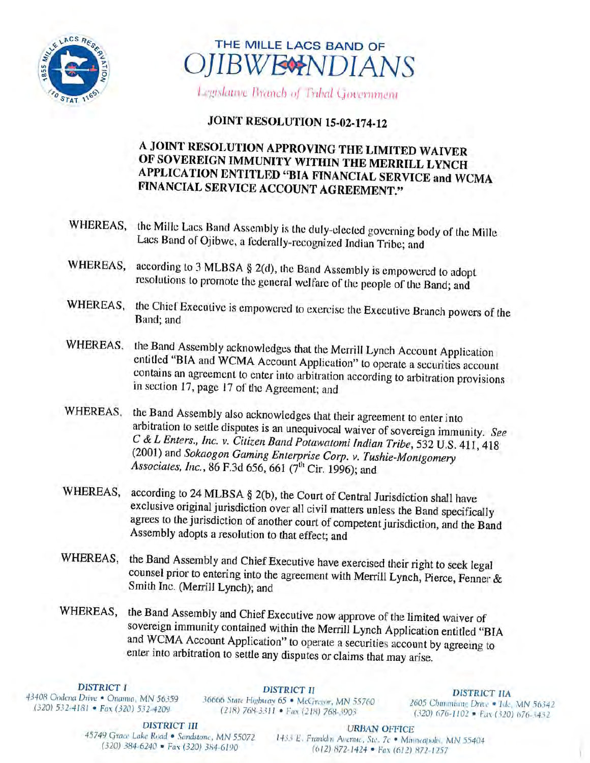# THE MILLE LACS BAND OF OJIBWE INDIANS

Legislative Branch of Tribal Government

## JOINT RESOLUTION 15-02-174-12

## A JOINT RESOLUTION APPROVING THE LIMITED WAIVER OF SOVEREIGN IMMUNITY WITHIN THE MERRILL LYNCH APPLICATION ENTITLED "BIA FINANCIAL SERVICE and WCMA FINANCIAL SERVICE ACCOUNT AGREEMENT."

WHEREAS, the Mille Lacs Band Assembly is the duly-elected governing body of the Mille Lacs Band of Ojibwe, a federally-recognized Indian Tribe; and

WHEREAS, according to 3 MLBSA § 2(d), the Band Assembly is empowered to adopt resolutions to promote the general welfare of the people of the Band; and

WHEREAS, the Chief Executive is empowered to exercise the Executive Branch powers of the Band; and

WHEREAS, the Band Assembly acknowledges that the Merrill Lynch Account Application entitled "BIA and WCMA Account Application" to operate a securities account contains an agreement to enter into arbitration according to arbitration provisions in section 17, page 17 of the Agreement; and

WHEREAS, the Band Assembly also acknowledges that their agreement to enter into arbitration to settle disputes is an unequivocal waiver of sovereign immunity. *See C & L Enters., Inc. v. Citizen Band Potawatomi Indian Tribe*, 532 U.S. 411, 418 (2001) and *Sokaogon Gaming Enterprise Corp. v. Tushie-Montgomery Associates, Inc.*, 86 F.3d 656, 661 (7th Cir. 1996); and

WHEREAS, according to 24 MLBSA § 2(b), the Court of Central Jurisdiction shall have exclusive original jurisdiction over all civil matters unless the Band specifically agrees to the jurisdiction of another court of competent jurisdiction, and the Band Assembly adopts a resolution to that effect; and

WHEREAS, the Band Assembly and Chief Executive have exercised their right to seek legal counsel prior to entering into the agreement with Merrill Lynch, Pierce, Fenner & Smith Inc. (Merrill Lynch); and

WHEREAS, the Band Assembly and Chief Executive now approve of the limited waiver of sovereign immunity contained within the Merrill Lynch Application entitled "BIA and WCMA Account Application" to operate a securities account by agreeing to enter into arbitration to settle any disputes or claims that may arise.

**DISTRICT I**
43408 Oodena Drive • Onamia, MN 56359
(320) 532-4181 • Fax (320) 532-4209

**DISTRICT II**
36666 State Highway 65 • McGregor, MN 55760
(218) 768-3311 • Fax (218) 768-3903

**DISTRICT IIA**
2605 Chiminising Drive • Isle, MN 56342
(320) 676-1102 • Fax (320) 676-3432

**DISTRICT III**
45749 Grace Lake Road • Sandstone, MN 55072
(320) 384-6240 • Fax (320) 384-6190

**URBAN OFFICE**
1433 E. Franklin Avenue, Ste. 7c • Minneapolis, MN 55404
(612) 872-1424 • Fax (612) 872-1257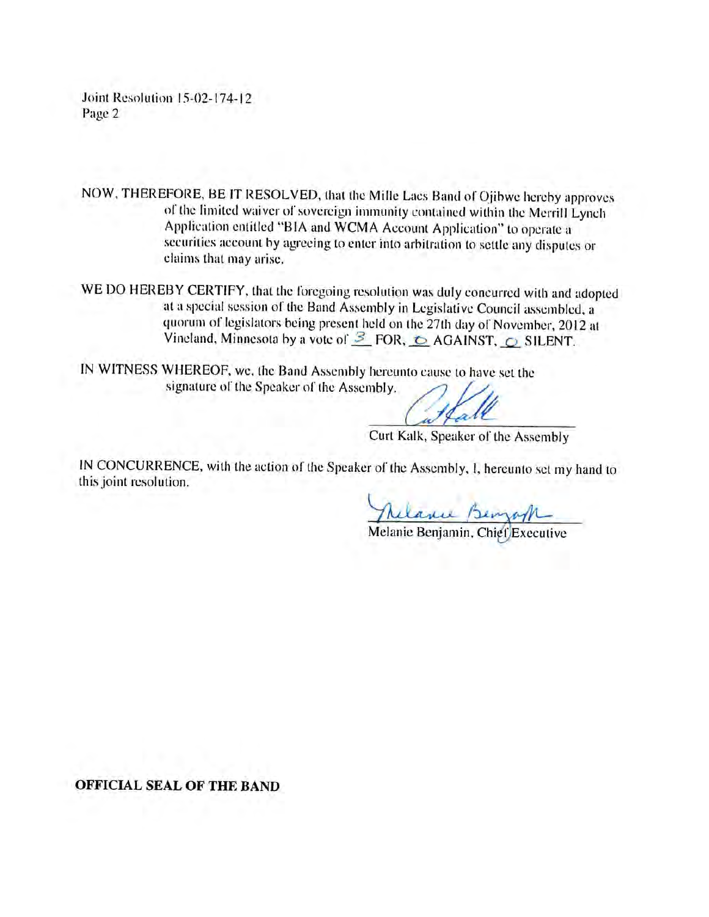NOW, THEREFORE, BE IT RESOLVED, that the Mille Lacs Band of Ojibwe hereby approves of the limited waiver of sovereign immunity contained within the Merrill Lynch Application entitled "BIA and WCMA Account Application" to operate a securities account by agreeing to enter into arbitration to settle any disputes or claims that may arise.

WE DO HEREBY CERTIFY, that the foregoing resolution was duly concurred with and adopted at a special session of the Band Assembly in Legislative Council assembled, a quorum of legislators being present held on the 27th day of November, 2012 at Vineland, Minnesota by a vote of 3 FOR, 0 AGAINST, 0 SILENT.

IN WITNESS WHEREOF, we, the Band Assembly hereunto cause to have set the signature of the Speaker of the Assembly.

Curt Kalk, Speaker of the Assembly

IN CONCURRENCE, with the action of the Speaker of the Assembly, I, hereunto set my hand to this joint resolution.

Melanie Benjamin, Chief Executive

**OFFICIAL SEAL OF THE BAND**